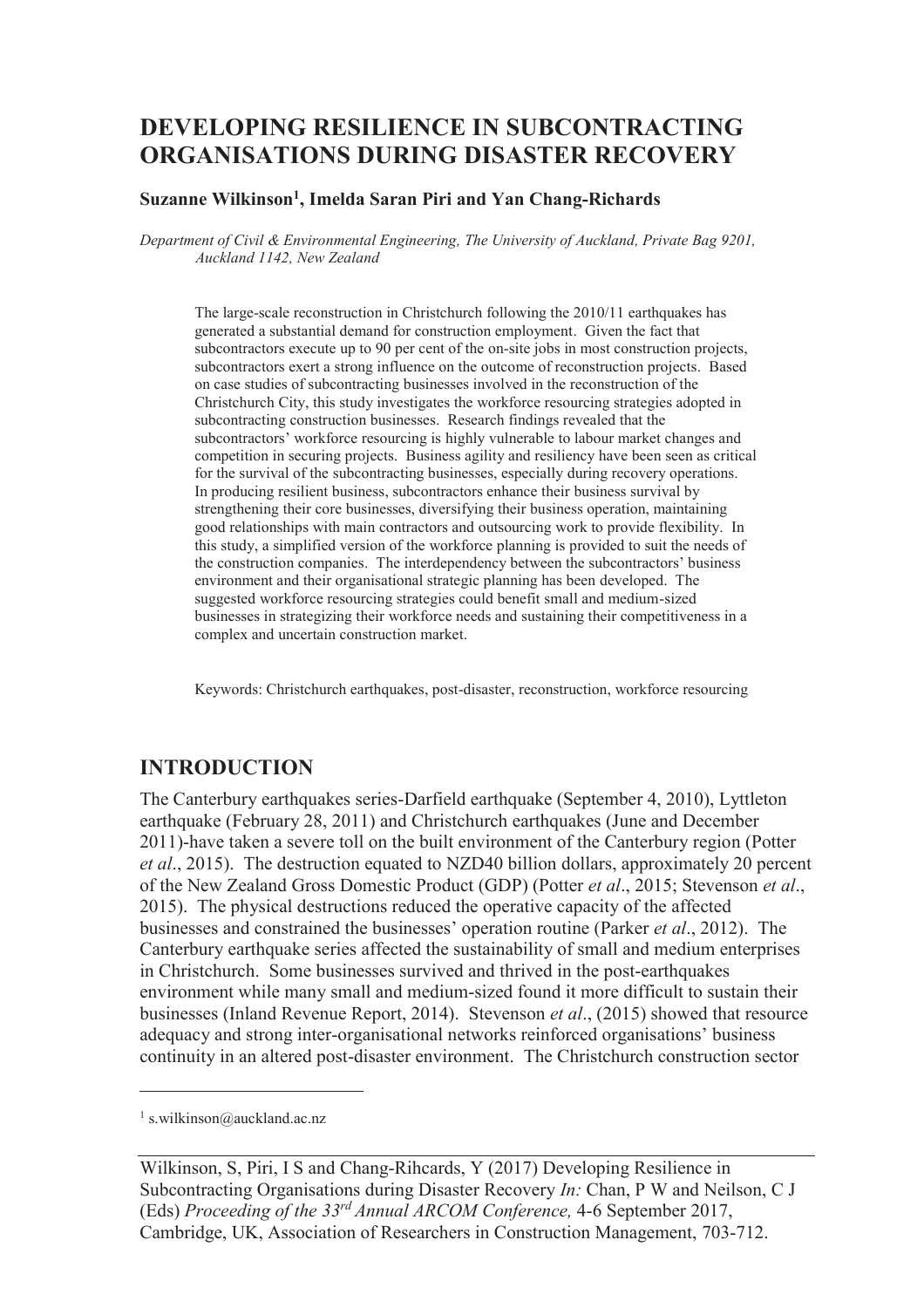# DEVELOPING RESILIENCE IN SUBCONTRACTING ORGANISATIONS DURING DISASTER RECOVERY

**Suzanne Wilkinson[1], Imelda Saran Piri and Yan Chang-Richards**

*Department of Civil & Environmental Engineering, The University of Auckland, Private Bag 9201, Auckland 1142, New Zealand*

The large-scale reconstruction in Christchurch following the 2010/11 earthquakes has generated a substantial demand for construction employment. Given the fact that subcontractors execute up to 90 per cent of the on-site jobs in most construction projects, subcontractors exert a strong influence on the outcome of reconstruction projects. Based on case studies of subcontracting businesses involved in the reconstruction of the Christchurch City, this study investigates the workforce resourcing strategies adopted in subcontracting construction businesses. Research findings revealed that the subcontractors' workforce resourcing is highly vulnerable to labour market changes and competition in securing projects. Business agility and resiliency have been seen as critical for the survival of the subcontracting businesses, especially during recovery operations. In producing resilient business, subcontractors enhance their business survival by strengthening their core businesses, diversifying their business operation, maintaining good relationships with main contractors and outsourcing work to provide flexibility. In this study, a simplified version of the workforce planning is provided to suit the needs of the construction companies. The interdependency between the subcontractors' business environment and their organisational strategic planning has been developed. The suggested workforce resourcing strategies could benefit small and medium-sized businesses in strategizing their workforce needs and sustaining their competitiveness in a complex and uncertain construction market.

Keywords: Christchurch earthquakes, post-disaster, reconstruction, workforce resourcing

## INTRODUCTION

The Canterbury earthquakes series-Darfield earthquake (September 4, 2010), Lyttleton earthquake (February 28, 2011) and Christchurch earthquakes (June and December 2011)-have taken a severe toll on the built environment of the Canterbury region (Potter *et al*., 2015). The destruction equated to NZD40 billion dollars, approximately 20 percent of the New Zealand Gross Domestic Product (GDP) (Potter *et al*., 2015; Stevenson *et al*., 2015). The physical destructions reduced the operative capacity of the affected businesses and constrained the businesses' operation routine (Parker *et al*., 2012). The Canterbury earthquake series affected the sustainability of small and medium enterprises in Christchurch. Some businesses survived and thrived in the post-earthquakes environment while many small and medium-sized found it more difficult to sustain their businesses (Inland Revenue Report, 2014). Stevenson *et al*., (2015) showed that resource adequacy and strong inter-organisational networks reinforced organisations' business continuity in an altered post-disaster environment. The Christchurch construction sector

[1] s.wilkinson@auckland.ac.nz

Wilkinson, S, Piri, I S and Chang-Rihcards, Y (2017) Developing Resilience in Subcontracting Organisations during Disaster Recovery *In:* Chan, P W and Neilson, C J (Eds) *Proceeding of the 33rd Annual ARCOM Conference,* 4-6 September 2017, Cambridge, UK, Association of Researchers in Construction Management, 703-712.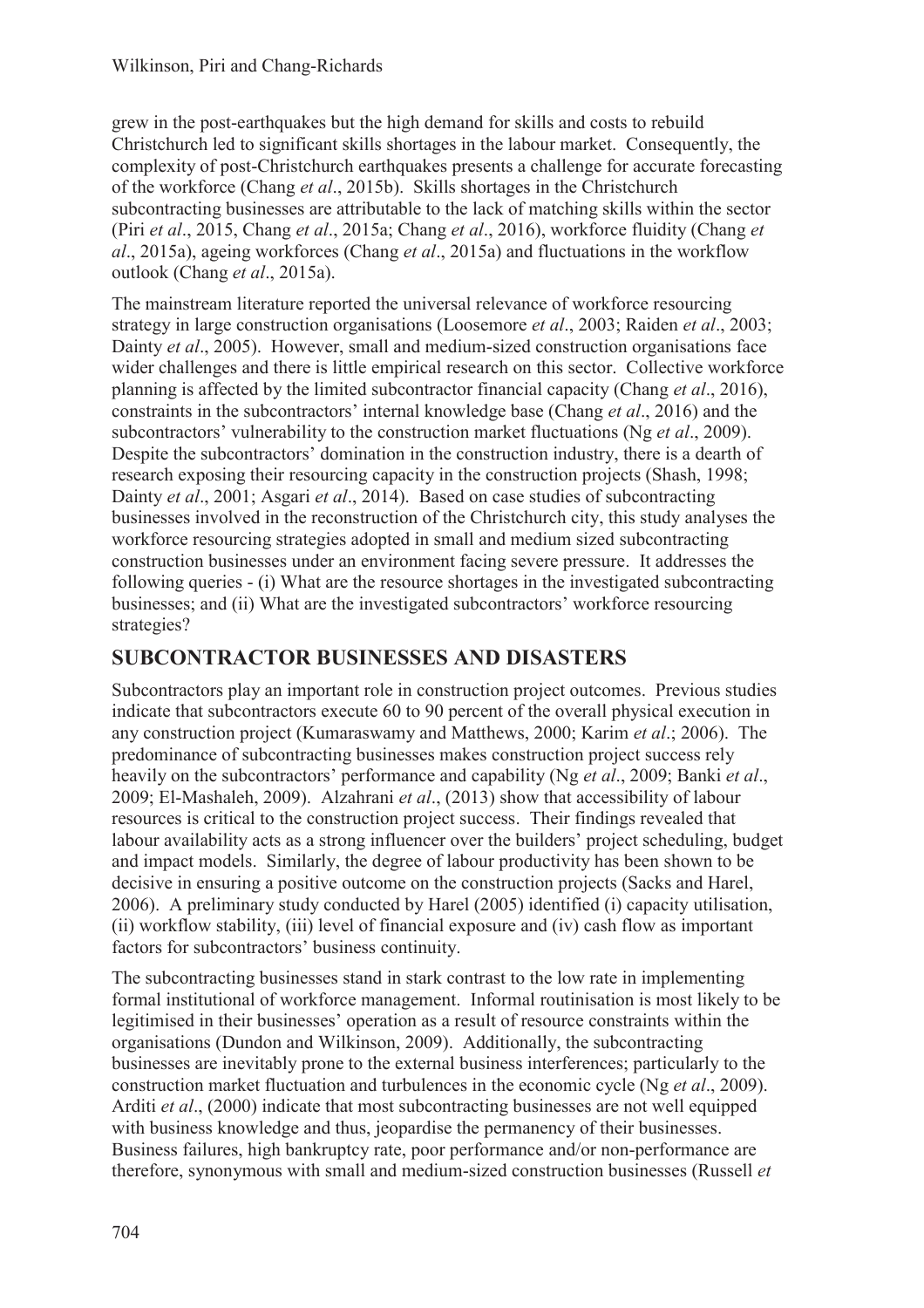grew in the post-earthquakes but the high demand for skills and costs to rebuild Christchurch led to significant skills shortages in the labour market. Consequently, the complexity of post-Christchurch earthquakes presents a challenge for accurate forecasting of the workforce (Chang *et al*., 2015b). Skills shortages in the Christchurch subcontracting businesses are attributable to the lack of matching skills within the sector (Piri *et al*., 2015, Chang *et al*., 2015a; Chang *et al*., 2016), workforce fluidity (Chang *et al*., 2015a), ageing workforces (Chang *et al*., 2015a) and fluctuations in the workflow outlook (Chang *et al*., 2015a).

The mainstream literature reported the universal relevance of workforce resourcing strategy in large construction organisations (Loosemore *et al*., 2003; Raiden *et al*., 2003; Dainty *et al*., 2005). However, small and medium-sized construction organisations face wider challenges and there is little empirical research on this sector. Collective workforce planning is affected by the limited subcontractor financial capacity (Chang *et al*., 2016), constraints in the subcontractors' internal knowledge base (Chang *et al*., 2016) and the subcontractors' vulnerability to the construction market fluctuations (Ng *et al*., 2009). Despite the subcontractors' domination in the construction industry, there is a dearth of research exposing their resourcing capacity in the construction projects (Shash, 1998; Dainty *et al*., 2001; Asgari *et al*., 2014). Based on case studies of subcontracting businesses involved in the reconstruction of the Christchurch city, this study analyses the workforce resourcing strategies adopted in small and medium sized subcontracting construction businesses under an environment facing severe pressure. It addresses the following queries - (i) What are the resource shortages in the investigated subcontracting businesses; and (ii) What are the investigated subcontractors' workforce resourcing strategies?

## SUBCONTRACTOR BUSINESSES AND DISASTERS

Subcontractors play an important role in construction project outcomes. Previous studies indicate that subcontractors execute 60 to 90 percent of the overall physical execution in any construction project (Kumaraswamy and Matthews, 2000; Karim *et al*.; 2006). The predominance of subcontracting businesses makes construction project success rely heavily on the subcontractors' performance and capability (Ng *et al*., 2009; Banki *et al*., 2009; El-Mashaleh, 2009). Alzahrani *et al*., (2013) show that accessibility of labour resources is critical to the construction project success. Their findings revealed that labour availability acts as a strong influencer over the builders' project scheduling, budget and impact models. Similarly, the degree of labour productivity has been shown to be decisive in ensuring a positive outcome on the construction projects (Sacks and Harel, 2006). A preliminary study conducted by Harel (2005) identified (i) capacity utilisation, (ii) workflow stability, (iii) level of financial exposure and (iv) cash flow as important factors for subcontractors' business continuity.

The subcontracting businesses stand in stark contrast to the low rate in implementing formal institutional of workforce management. Informal routinisation is most likely to be legitimised in their businesses' operation as a result of resource constraints within the organisations (Dundon and Wilkinson, 2009). Additionally, the subcontracting businesses are inevitably prone to the external business interferences; particularly to the construction market fluctuation and turbulences in the economic cycle (Ng *et al*., 2009). Arditi *et al*., (2000) indicate that most subcontracting businesses are not well equipped with business knowledge and thus, jeopardise the permanency of their businesses. Business failures, high bankruptcy rate, poor performance and/or non-performance are therefore, synonymous with small and medium-sized construction businesses (Russell *et*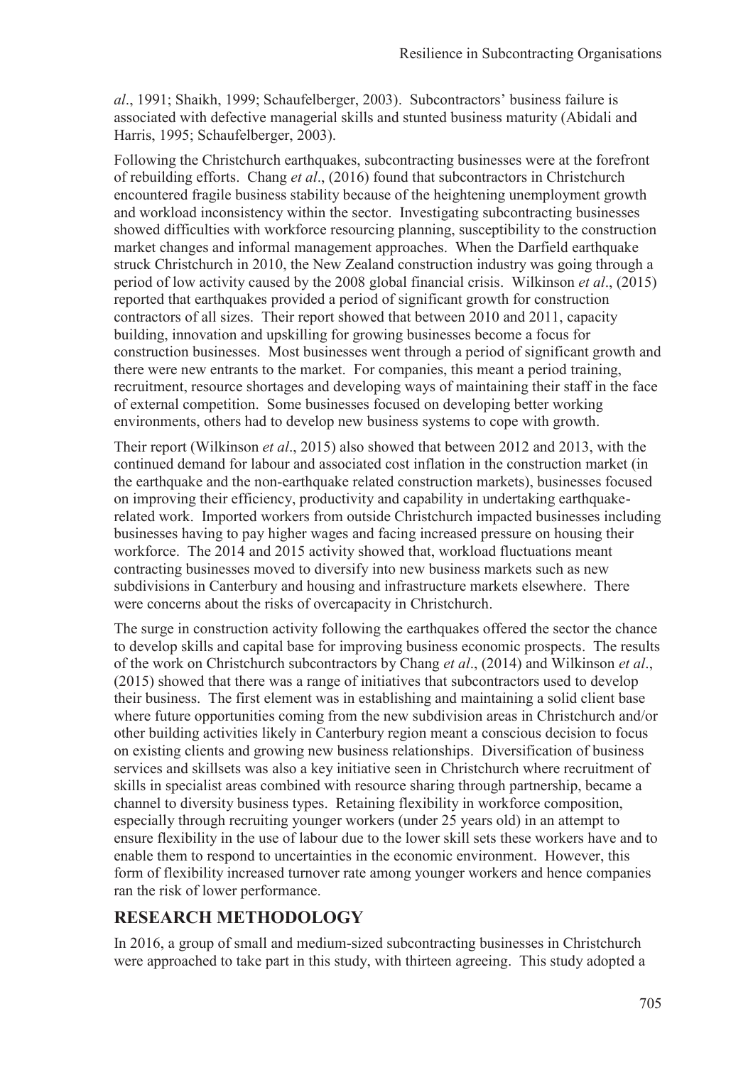*al*., 1991; Shaikh, 1999; Schaufelberger, 2003). Subcontractors' business failure is associated with defective managerial skills and stunted business maturity (Abidali and Harris, 1995; Schaufelberger, 2003).

Following the Christchurch earthquakes, subcontracting businesses were at the forefront of rebuilding efforts. Chang *et al*., (2016) found that subcontractors in Christchurch encountered fragile business stability because of the heightening unemployment growth and workload inconsistency within the sector. Investigating subcontracting businesses showed difficulties with workforce resourcing planning, susceptibility to the construction market changes and informal management approaches. When the Darfield earthquake struck Christchurch in 2010, the New Zealand construction industry was going through a period of low activity caused by the 2008 global financial crisis. Wilkinson *et al*., (2015) reported that earthquakes provided a period of significant growth for construction contractors of all sizes. Their report showed that between 2010 and 2011, capacity building, innovation and upskilling for growing businesses become a focus for construction businesses. Most businesses went through a period of significant growth and there were new entrants to the market. For companies, this meant a period training, recruitment, resource shortages and developing ways of maintaining their staff in the face of external competition. Some businesses focused on developing better working environments, others had to develop new business systems to cope with growth.

Their report (Wilkinson *et al*., 2015) also showed that between 2012 and 2013, with the continued demand for labour and associated cost inflation in the construction market (in the earthquake and the non-earthquake related construction markets), businesses focused on improving their efficiency, productivity and capability in undertaking earthquake-related work. Imported workers from outside Christchurch impacted businesses including businesses having to pay higher wages and facing increased pressure on housing their workforce. The 2014 and 2015 activity showed that, workload fluctuations meant contracting businesses moved to diversify into new business markets such as new subdivisions in Canterbury and housing and infrastructure markets elsewhere. There were concerns about the risks of overcapacity in Christchurch.

The surge in construction activity following the earthquakes offered the sector the chance to develop skills and capital base for improving business economic prospects. The results of the work on Christchurch subcontractors by Chang *et al*., (2014) and Wilkinson *et al*., (2015) showed that there was a range of initiatives that subcontractors used to develop their business. The first element was in establishing and maintaining a solid client base where future opportunities coming from the new subdivision areas in Christchurch and/or other building activities likely in Canterbury region meant a conscious decision to focus on existing clients and growing new business relationships. Diversification of business services and skillsets was also a key initiative seen in Christchurch where recruitment of skills in specialist areas combined with resource sharing through partnership, became a channel to diversity business types. Retaining flexibility in workforce composition, especially through recruiting younger workers (under 25 years old) in an attempt to ensure flexibility in the use of labour due to the lower skill sets these workers have and to enable them to respond to uncertainties in the economic environment. However, this form of flexibility increased turnover rate among younger workers and hence companies ran the risk of lower performance.

## RESEARCH METHODOLOGY

In 2016, a group of small and medium-sized subcontracting businesses in Christchurch were approached to take part in this study, with thirteen agreeing. This study adopted a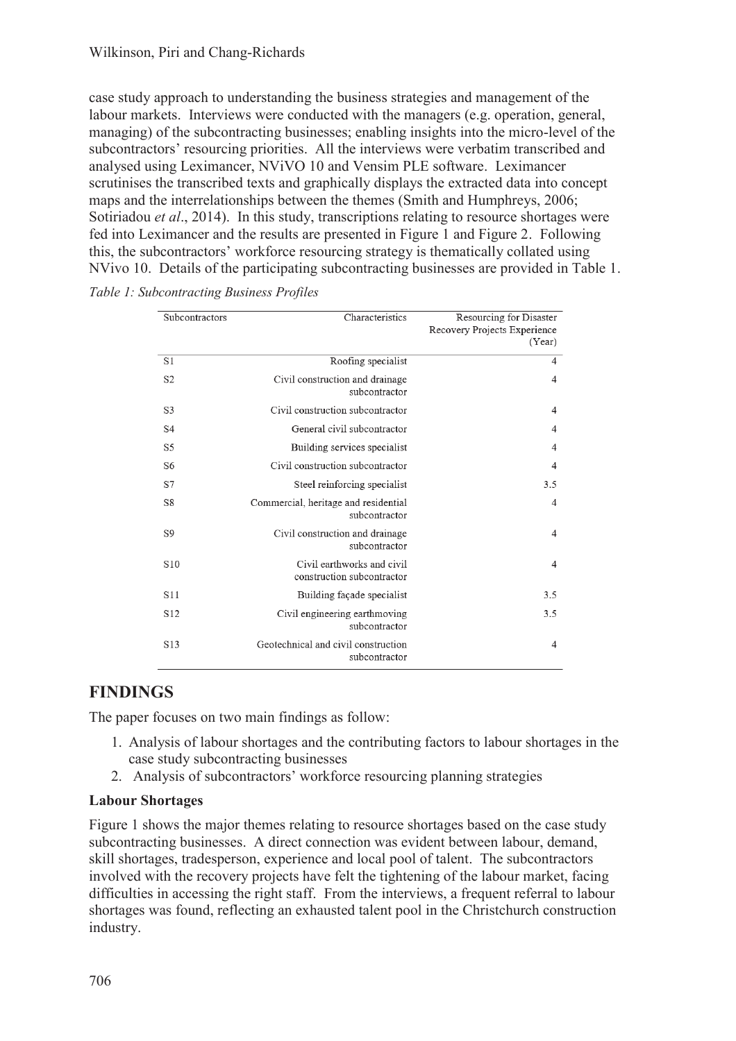case study approach to understanding the business strategies and management of the labour markets. Interviews were conducted with the managers (e.g. operation, general, managing) of the subcontracting businesses; enabling insights into the micro-level of the subcontractors' resourcing priorities. All the interviews were verbatim transcribed and analysed using Leximancer, NViVO 10 and Vensim PLE software. Leximancer scrutinises the transcribed texts and graphically displays the extracted data into concept maps and the interrelationships between the themes (Smith and Humphreys, 2006; Sotiriadou *et al*., 2014). In this study, transcriptions relating to resource shortages were fed into Leximancer and the results are presented in Figure 1 and Figure 2. Following this, the subcontractors' workforce resourcing strategy is thematically collated using NVivo 10. Details of the participating subcontracting businesses are provided in Table 1.

*Table 1: Subcontracting Business Profiles*

| Subcontractors | Characteristics | Resourcing for Disaster Recovery Projects Experience (Year) |
|---|---|---|
| S1 | Roofing specialist | 4 |
| S2 | Civil construction and drainage subcontractor | 4 |
| S3 | Civil construction subcontractor | 4 |
| S4 | General civil subcontractor | 4 |
| S5 | Building services specialist | 4 |
| S6 | Civil construction subcontractor | 4 |
| S7 | Steel reinforcing specialist | 3.5 |
| S8 | Commercial, heritage and residential subcontractor | 4 |
| S9 | Civil construction and drainage subcontractor | 4 |
| S10 | Civil earthworks and civil construction subcontractor | 4 |
| S11 | Building façade specialist | 3.5 |
| S12 | Civil engineering earthmoving subcontractor | 3.5 |
| S13 | Geotechnical and civil construction subcontractor | 4 |

## FINDINGS

The paper focuses on two main findings as follow:

1. Analysis of labour shortages and the contributing factors to labour shortages in the case study subcontracting businesses
2. Analysis of subcontractors' workforce resourcing planning strategies

### Labour Shortages

Figure 1 shows the major themes relating to resource shortages based on the case study subcontracting businesses. A direct connection was evident between labour, demand, skill shortages, tradesperson, experience and local pool of talent. The subcontractors involved with the recovery projects have felt the tightening of the labour market, facing difficulties in accessing the right staff. From the interviews, a frequent referral to labour shortages was found, reflecting an exhausted talent pool in the Christchurch construction industry.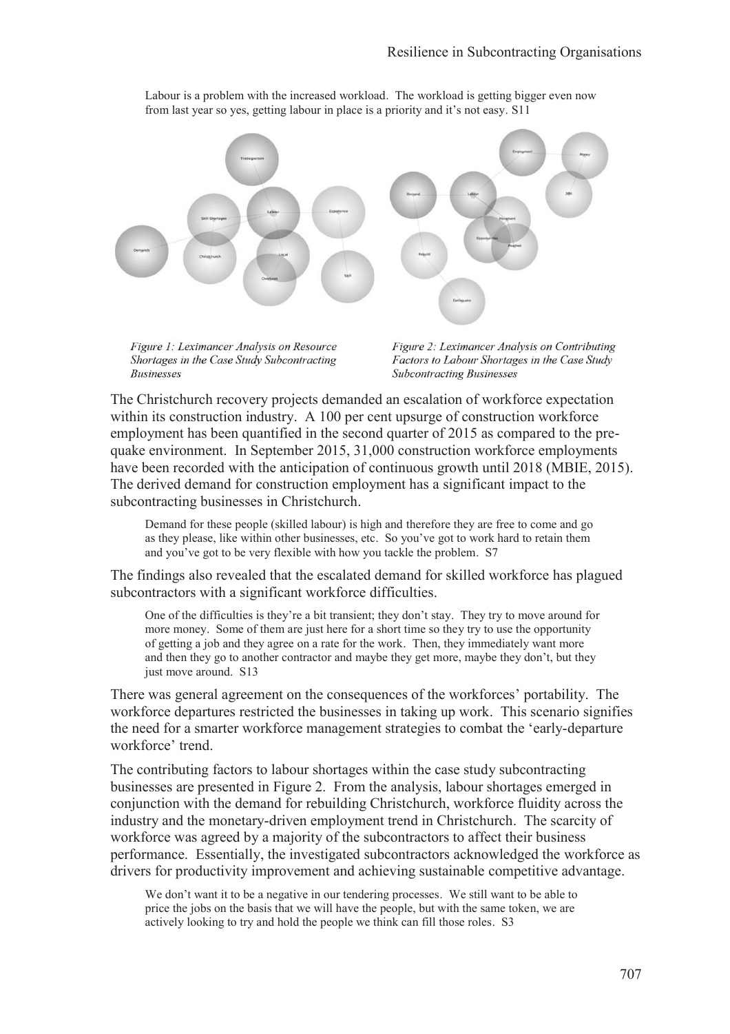Labour is a problem with the increased workload. The workload is getting bigger even now from last year so yes, getting labour in place is a priority and it's not easy. S11

*Figure 1: Leximancer Analysis on Resource Shortages in the Case Study Subcontracting Businesses*

*Figure 2: Leximancer Analysis on Contributing Factors to Labour Shortages in the Case Study Subcontracting Businesses*

The Christchurch recovery projects demanded an escalation of workforce expectation within its construction industry. A 100 per cent upsurge of construction workforce employment has been quantified in the second quarter of 2015 as compared to the pre-quake environment. In September 2015, 31,000 construction workforce employments have been recorded with the anticipation of continuous growth until 2018 (MBIE, 2015). The derived demand for construction employment has a significant impact to the subcontracting businesses in Christchurch.

> Demand for these people (skilled labour) is high and therefore they are free to come and go as they please, like within other businesses, etc. So you've got to work hard to retain them and you've got to be very flexible with how you tackle the problem. S7

The findings also revealed that the escalated demand for skilled workforce has plagued subcontractors with a significant workforce difficulties.

> One of the difficulties is they're a bit transient; they don't stay. They try to move around for more money. Some of them are just here for a short time so they try to use the opportunity of getting a job and they agree on a rate for the work. Then, they immediately want more and then they go to another contractor and maybe they get more, maybe they don't, but they just move around. S13

There was general agreement on the consequences of the workforces' portability. The workforce departures restricted the businesses in taking up work. This scenario signifies the need for a smarter workforce management strategies to combat the 'early-departure workforce' trend.

The contributing factors to labour shortages within the case study subcontracting businesses are presented in Figure 2. From the analysis, labour shortages emerged in conjunction with the demand for rebuilding Christchurch, workforce fluidity across the industry and the monetary-driven employment trend in Christchurch. The scarcity of workforce was agreed by a majority of the subcontractors to affect their business performance. Essentially, the investigated subcontractors acknowledged the workforce as drivers for productivity improvement and achieving sustainable competitive advantage.

> We don't want it to be a negative in our tendering processes. We still want to be able to price the jobs on the basis that we will have the people, but with the same token, we are actively looking to try and hold the people we think can fill those roles. S3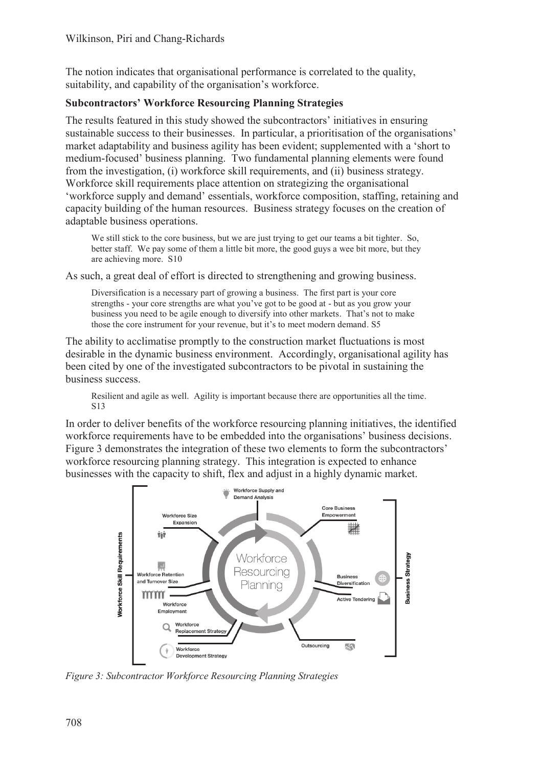The notion indicates that organisational performance is correlated to the quality, suitability, and capability of the organisation's workforce.

**Subcontractors' Workforce Resourcing Planning Strategies**

The results featured in this study showed the subcontractors' initiatives in ensuring sustainable success to their businesses. In particular, a prioritisation of the organisations' market adaptability and business agility has been evident; supplemented with a 'short to medium-focused' business planning. Two fundamental planning elements were found from the investigation, (i) workforce skill requirements, and (ii) business strategy. Workforce skill requirements place attention on strategizing the organisational 'workforce supply and demand' essentials, workforce composition, staffing, retaining and capacity building of the human resources. Business strategy focuses on the creation of adaptable business operations.

> We still stick to the core business, but we are just trying to get our teams a bit tighter. So, better staff. We pay some of them a little bit more, the good guys a wee bit more, but they are achieving more. S10

As such, a great deal of effort is directed to strengthening and growing business.

> Diversification is a necessary part of growing a business. The first part is your core strengths - your core strengths are what you've got to be good at - but as you grow your business you need to be agile enough to diversify into other markets. That's not to make those the core instrument for your revenue, but it's to meet modern demand. S5

The ability to acclimatise promptly to the construction market fluctuations is most desirable in the dynamic business environment. Accordingly, organisational agility has been cited by one of the investigated subcontractors to be pivotal in sustaining the business success.

> Resilient and agile as well. Agility is important because there are opportunities all the time. S13

In order to deliver benefits of the workforce resourcing planning initiatives, the identified workforce requirements have to be embedded into the organisations' business decisions. Figure 3 demonstrates the integration of these two elements to form the subcontractors' workforce resourcing planning strategy. This integration is expected to enhance businesses with the capacity to shift, flex and adjust in a highly dynamic market.

*Figure 3: Subcontractor Workforce Resourcing Planning Strategies*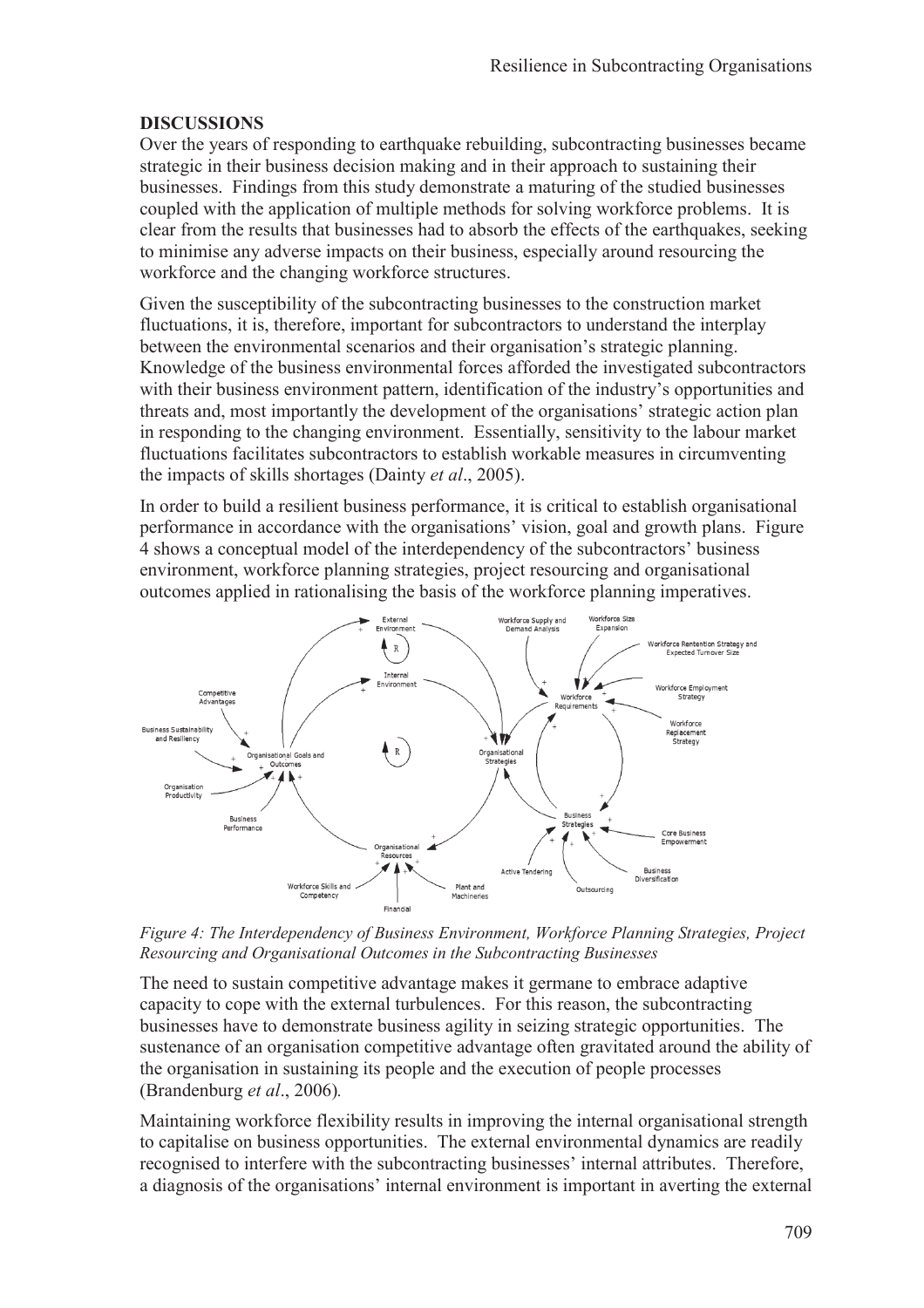## DISCUSSIONS

Over the years of responding to earthquake rebuilding, subcontracting businesses became strategic in their business decision making and in their approach to sustaining their businesses. Findings from this study demonstrate a maturing of the studied businesses coupled with the application of multiple methods for solving workforce problems. It is clear from the results that businesses had to absorb the effects of the earthquakes, seeking to minimise any adverse impacts on their business, especially around resourcing the workforce and the changing workforce structures.

Given the susceptibility of the subcontracting businesses to the construction market fluctuations, it is, therefore, important for subcontractors to understand the interplay between the environmental scenarios and their organisation's strategic planning. Knowledge of the business environmental forces afforded the investigated subcontractors with their business environment pattern, identification of the industry's opportunities and threats and, most importantly the development of the organisations' strategic action plan in responding to the changing environment. Essentially, sensitivity to the labour market fluctuations facilitates subcontractors to establish workable measures in circumventing the impacts of skills shortages (Dainty *et al*., 2005).

In order to build a resilient business performance, it is critical to establish organisational performance in accordance with the organisations' vision, goal and growth plans. Figure 4 shows a conceptual model of the interdependency of the subcontractors' business environment, workforce planning strategies, project resourcing and organisational outcomes applied in rationalising the basis of the workforce planning imperatives.

*Figure 4: The Interdependency of Business Environment, Workforce Planning Strategies, Project Resourcing and Organisational Outcomes in the Subcontracting Businesses*

The need to sustain competitive advantage makes it germane to embrace adaptive capacity to cope with the external turbulences. For this reason, the subcontracting businesses have to demonstrate business agility in seizing strategic opportunities. The sustenance of an organisation competitive advantage often gravitated around the ability of the organisation in sustaining its people and the execution of people processes (Brandenburg *et al*., 2006).

Maintaining workforce flexibility results in improving the internal organisational strength to capitalise on business opportunities. The external environmental dynamics are readily recognised to interfere with the subcontracting businesses' internal attributes. Therefore, a diagnosis of the organisations' internal environment is important in averting the external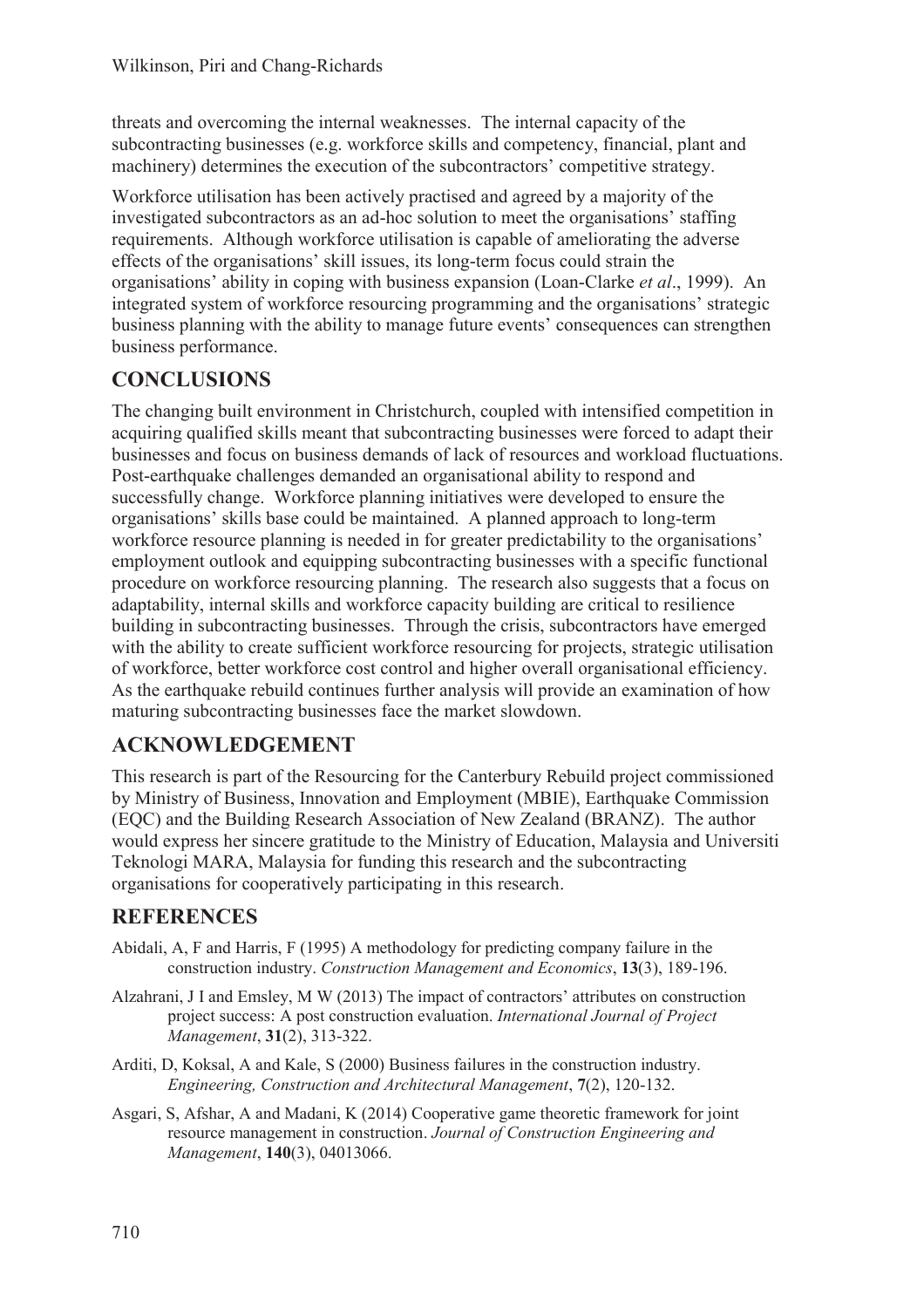threats and overcoming the internal weaknesses. The internal capacity of the subcontracting businesses (e.g. workforce skills and competency, financial, plant and machinery) determines the execution of the subcontractors' competitive strategy.

Workforce utilisation has been actively practised and agreed by a majority of the investigated subcontractors as an ad-hoc solution to meet the organisations' staffing requirements. Although workforce utilisation is capable of ameliorating the adverse effects of the organisations' skill issues, its long-term focus could strain the organisations' ability in coping with business expansion (Loan-Clarke *et al*., 1999). An integrated system of workforce resourcing programming and the organisations' strategic business planning with the ability to manage future events' consequences can strengthen business performance.

## CONCLUSIONS

The changing built environment in Christchurch, coupled with intensified competition in acquiring qualified skills meant that subcontracting businesses were forced to adapt their businesses and focus on business demands of lack of resources and workload fluctuations. Post-earthquake challenges demanded an organisational ability to respond and successfully change. Workforce planning initiatives were developed to ensure the organisations' skills base could be maintained. A planned approach to long-term workforce resource planning is needed in for greater predictability to the organisations' employment outlook and equipping subcontracting businesses with a specific functional procedure on workforce resourcing planning. The research also suggests that a focus on adaptability, internal skills and workforce capacity building are critical to resilience building in subcontracting businesses. Through the crisis, subcontractors have emerged with the ability to create sufficient workforce resourcing for projects, strategic utilisation of workforce, better workforce cost control and higher overall organisational efficiency. As the earthquake rebuild continues further analysis will provide an examination of how maturing subcontracting businesses face the market slowdown.

## ACKNOWLEDGEMENT

This research is part of the Resourcing for the Canterbury Rebuild project commissioned by Ministry of Business, Innovation and Employment (MBIE), Earthquake Commission (EQC) and the Building Research Association of New Zealand (BRANZ). The author would express her sincere gratitude to the Ministry of Education, Malaysia and Universiti Teknologi MARA, Malaysia for funding this research and the subcontracting organisations for cooperatively participating in this research.

## REFERENCES

Abidali, A, F and Harris, F (1995) A methodology for predicting company failure in the construction industry. *Construction Management and Economics*, **13**(3), 189-196.

Alzahrani, J I and Emsley, M W (2013) The impact of contractors' attributes on construction project success: A post construction evaluation. *International Journal of Project Management*, **31**(2), 313-322.

Arditi, D, Koksal, A and Kale, S (2000) Business failures in the construction industry. *Engineering, Construction and Architectural Management*, **7**(2), 120-132.

Asgari, S, Afshar, A and Madani, K (2014) Cooperative game theoretic framework for joint resource management in construction. *Journal of Construction Engineering and Management*, **140**(3), 04013066.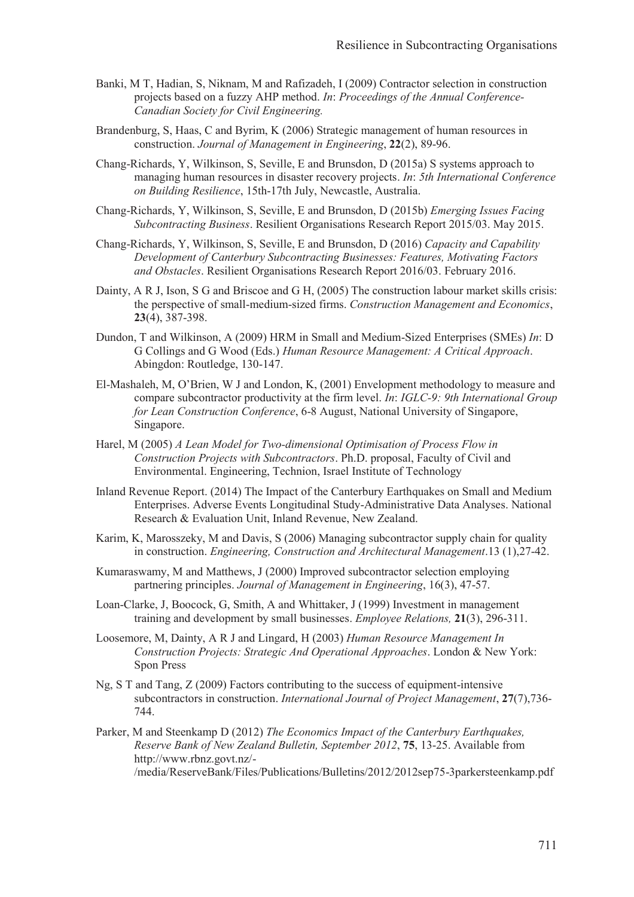Banki, M T, Hadian, S, Niknam, M and Rafizadeh, I (2009) Contractor selection in construction projects based on a fuzzy AHP method. *In*: *Proceedings of the Annual Conference-Canadian Society for Civil Engineering.*

Brandenburg, S, Haas, C and Byrim, K (2006) Strategic management of human resources in construction. *Journal of Management in Engineering*, **22**(2), 89-96.

Chang-Richards, Y, Wilkinson, S, Seville, E and Brunsdon, D (2015a) S systems approach to managing human resources in disaster recovery projects. *In*: *5th International Conference on Building Resilience*, 15th-17th July, Newcastle, Australia.

Chang-Richards, Y, Wilkinson, S, Seville, E and Brunsdon, D (2015b) *Emerging Issues Facing Subcontracting Business*. Resilient Organisations Research Report 2015/03. May 2015.

Chang-Richards, Y, Wilkinson, S, Seville, E and Brunsdon, D (2016) *Capacity and Capability Development of Canterbury Subcontracting Businesses: Features, Motivating Factors and Obstacles*. Resilient Organisations Research Report 2016/03. February 2016.

Dainty, A R J, Ison, S G and Briscoe and G H, (2005) The construction labour market skills crisis: the perspective of small-medium-sized firms. *Construction Management and Economics*, **23**(4), 387-398.

Dundon, T and Wilkinson, A (2009) HRM in Small and Medium-Sized Enterprises (SMEs) *In*: D G Collings and G Wood (Eds.) *Human Resource Management: A Critical Approach*. Abingdon: Routledge, 130-147.

El-Mashaleh, M, O'Brien, W J and London, K, (2001) Envelopment methodology to measure and compare subcontractor productivity at the firm level. *In*: *IGLC-9: 9th International Group for Lean Construction Conference*, 6-8 August, National University of Singapore, Singapore.

Harel, M (2005) *A Lean Model for Two-dimensional Optimisation of Process Flow in Construction Projects with Subcontractors*. Ph.D. proposal, Faculty of Civil and Environmental. Engineering, Technion, Israel Institute of Technology

Inland Revenue Report. (2014) The Impact of the Canterbury Earthquakes on Small and Medium Enterprises. Adverse Events Longitudinal Study-Administrative Data Analyses. National Research & Evaluation Unit, Inland Revenue, New Zealand.

Karim, K, Marosszeky, M and Davis, S (2006) Managing subcontractor supply chain for quality in construction. *Engineering, Construction and Architectural Management*.13 (1),27-42.

Kumaraswamy, M and Matthews, J (2000) Improved subcontractor selection employing partnering principles. *Journal of Management in Engineering*, 16(3), 47-57.

Loan-Clarke, J, Boocock, G, Smith, A and Whittaker, J (1999) Investment in management training and development by small businesses. *Employee Relations,* **21**(3), 296-311.

Loosemore, M, Dainty, A R J and Lingard, H (2003) *Human Resource Management In Construction Projects: Strategic And Operational Approaches*. London & New York: Spon Press

Ng, S T and Tang, Z (2009) Factors contributing to the success of equipment-intensive subcontractors in construction. *International Journal of Project Management*, **27**(7),736-744.

Parker, M and Steenkamp D (2012) *The Economics Impact of the Canterbury Earthquakes, Reserve Bank of New Zealand Bulletin, September 2012*, **75**, 13-25. Available from http://www.rbnz.govt.nz/-/media/ReserveBank/Files/Publications/Bulletins/2012/2012sep75-3parkersteenkamp.pdf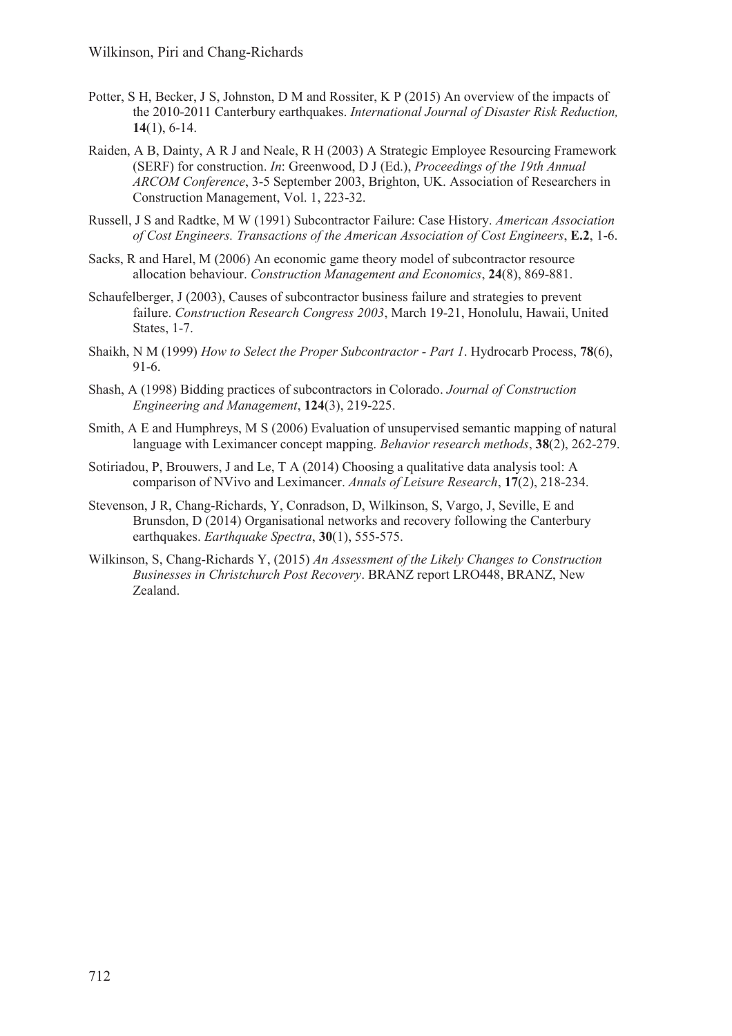Potter, S H, Becker, J S, Johnston, D M and Rossiter, K P (2015) An overview of the impacts of the 2010-2011 Canterbury earthquakes. *International Journal of Disaster Risk Reduction,* **14**(1), 6-14.

Raiden, A B, Dainty, A R J and Neale, R H (2003) A Strategic Employee Resourcing Framework (SERF) for construction. *In*: Greenwood, D J (Ed.), *Proceedings of the 19th Annual ARCOM Conference*, 3-5 September 2003, Brighton, UK. Association of Researchers in Construction Management, Vol. 1, 223-32.

Russell, J S and Radtke, M W (1991) Subcontractor Failure: Case History. *American Association of Cost Engineers. Transactions of the American Association of Cost Engineers*, **E.2**, 1-6.

Sacks, R and Harel, M (2006) An economic game theory model of subcontractor resource allocation behaviour. *Construction Management and Economics*, **24**(8), 869-881.

Schaufelberger, J (2003), Causes of subcontractor business failure and strategies to prevent failure. *Construction Research Congress 2003*, March 19-21, Honolulu, Hawaii, United States, 1-7.

Shaikh, N M (1999) *How to Select the Proper Subcontractor - Part 1*. Hydrocarb Process, **78**(6), 91-6.

Shash, A (1998) Bidding practices of subcontractors in Colorado. *Journal of Construction Engineering and Management*, **124**(3), 219-225.

Smith, A E and Humphreys, M S (2006) Evaluation of unsupervised semantic mapping of natural language with Leximancer concept mapping. *Behavior research methods*, **38**(2), 262-279.

Sotiriadou, P, Brouwers, J and Le, T A (2014) Choosing a qualitative data analysis tool: A comparison of NVivo and Leximancer. *Annals of Leisure Research*, **17**(2), 218-234.

Stevenson, J R, Chang-Richards, Y, Conradson, D, Wilkinson, S, Vargo, J, Seville, E and Brunsdon, D (2014) Organisational networks and recovery following the Canterbury earthquakes. *Earthquake Spectra*, **30**(1), 555-575.

Wilkinson, S, Chang-Richards Y, (2015) *An Assessment of the Likely Changes to Construction Businesses in Christchurch Post Recovery*. BRANZ report LRO448, BRANZ, New Zealand.